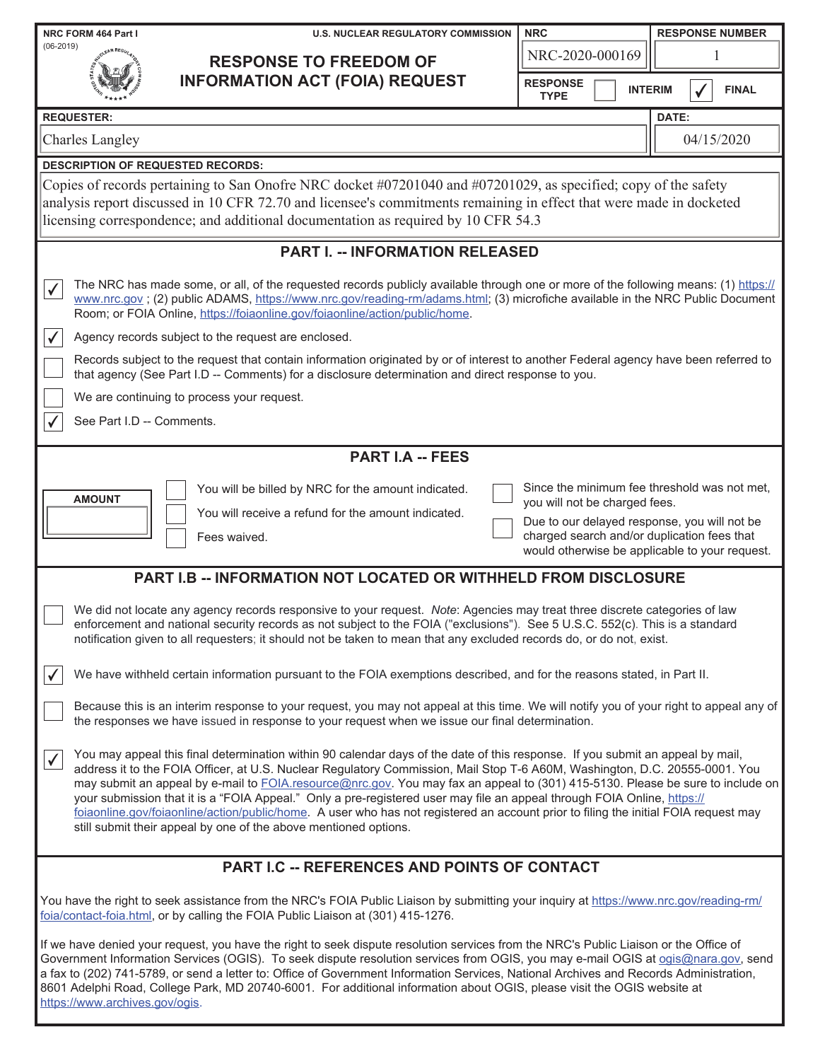NRC FORM 464 Part I (06-2019)

U.S. NUCLEAR REGULATORY COMMISSION

# RESPONSE TO FREEDOM OF INFORMATION ACT (FOIA) REQUEST

| NRC | RESPONSE NUMBER |
|---|---|
| NRC-2020-000169 | 1 |

RESPONSE TYPE: ☐ INTERIM ☑ FINAL

| REQUESTER: | DATE: |
|---|---|
| Charles Langley | 04/15/2020 |

**DESCRIPTION OF REQUESTED RECORDS:**

Copies of records pertaining to San Onofre NRC docket #07201040 and #07201029, as specified; copy of the safety analysis report discussed in 10 CFR 72.70 and licensee's commitments remaining in effect that were made in docketed licensing correspondence; and additional documentation as required by 10 CFR 54.3

## PART I. -- INFORMATION RELEASED

☑ The NRC has made some, or all, of the requested records publicly available through one or more of the following means: (1) https://www.nrc.gov ; (2) public ADAMS, https://www.nrc.gov/reading-rm/adams.html; (3) microfiche available in the NRC Public Document Room; or FOIA Online, https://foiaonline.gov/foiaonline/action/public/home.

☑ Agency records subject to the request are enclosed.

☐ Records subject to the request that contain information originated by or of interest to another Federal agency have been referred to that agency (See Part I.D -- Comments) for a disclosure determination and direct response to you.

☐ We are continuing to process your request.

☑ See Part I.D -- Comments.

## PART I.A -- FEES

AMOUNT: 

☐ You will be billed by NRC for the amount indicated.

☐ You will receive a refund for the amount indicated.

☐ Fees waived.

☐ Since the minimum fee threshold was not met, you will not be charged fees.

☐ Due to our delayed response, you will not be charged search and/or duplication fees that would otherwise be applicable to your request.

## PART I.B -- INFORMATION NOT LOCATED OR WITHHELD FROM DISCLOSURE

☐ We did not locate any agency records responsive to your request. *Note*: Agencies may treat three discrete categories of law enforcement and national security records as not subject to the FOIA ("exclusions"). See 5 U.S.C. 552(c). This is a standard notification given to all requesters; it should not be taken to mean that any excluded records do, or do not, exist.

☑ We have withheld certain information pursuant to the FOIA exemptions described, and for the reasons stated, in Part II.

☐ Because this is an interim response to your request, you may not appeal at this time. We will notify you of your right to appeal any of the responses we have issued in response to your request when we issue our final determination.

☑ You may appeal this final determination within 90 calendar days of the date of this response. If you submit an appeal by mail, address it to the FOIA Officer, at U.S. Nuclear Regulatory Commission, Mail Stop T-6 A60M, Washington, D.C. 20555-0001. You may submit an appeal by e-mail to FOIA.resource@nrc.gov. You may fax an appeal to (301) 415-5130. Please be sure to include on your submission that it is a "FOIA Appeal." Only a pre-registered user may file an appeal through FOIA Online, https://foiaonline.gov/foiaonline/action/public/home. A user who has not registered an account prior to filing the initial FOIA request may still submit their appeal by one of the above mentioned options.

## PART I.C -- REFERENCES AND POINTS OF CONTACT

You have the right to seek assistance from the NRC's FOIA Public Liaison by submitting your inquiry at https://www.nrc.gov/reading-rm/foia/contact-foia.html, or by calling the FOIA Public Liaison at (301) 415-1276.

If we have denied your request, you have the right to seek dispute resolution services from the NRC's Public Liaison or the Office of Government Information Services (OGIS). To seek dispute resolution services from OGIS, you may e-mail OGIS at ogis@nara.gov, send a fax to (202) 741-5789, or send a letter to: Office of Government Information Services, National Archives and Records Administration, 8601 Adelphi Road, College Park, MD 20740-6001. For additional information about OGIS, please visit the OGIS website at https://www.archives.gov/ogis.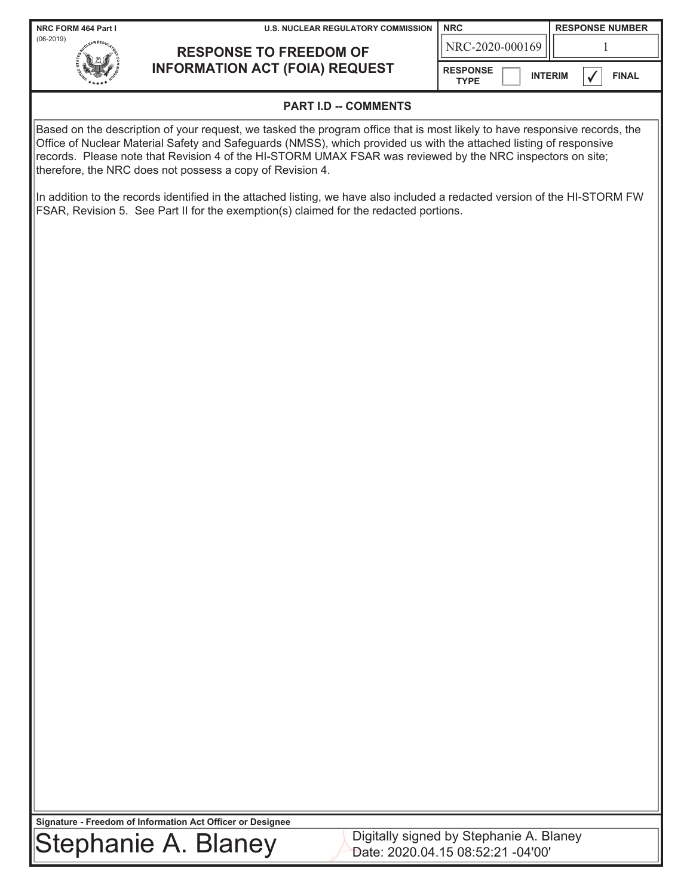NRC FORM 464 Part I
(06-2019)

U.S. NUCLEAR REGULATORY COMMISSION

# RESPONSE TO FREEDOM OF INFORMATION ACT (FOIA) REQUEST

| NRC | RESPONSE NUMBER |
| --- | --- |
| NRC-2020-000169 | 1 |

RESPONSE TYPE: ☐ INTERIM ☑ FINAL

## PART I.D -- COMMENTS

Based on the description of your request, we tasked the program office that is most likely to have responsive records, the Office of Nuclear Material Safety and Safeguards (NMSS), which provided us with the attached listing of responsive records. Please note that Revision 4 of the HI-STORM UMAX FSAR was reviewed by the NRC inspectors on site; therefore, the NRC does not possess a copy of Revision 4.

In addition to the records identified in the attached listing, we have also included a redacted version of the HI-STORM FW FSAR, Revision 5. See Part II for the exemption(s) claimed for the redacted portions.

**Signature - Freedom of Information Act Officer or Designee**

Stephanie A. Blaney

Digitally signed by Stephanie A. Blaney
Date: 2020.04.15 08:52:21 -04'00'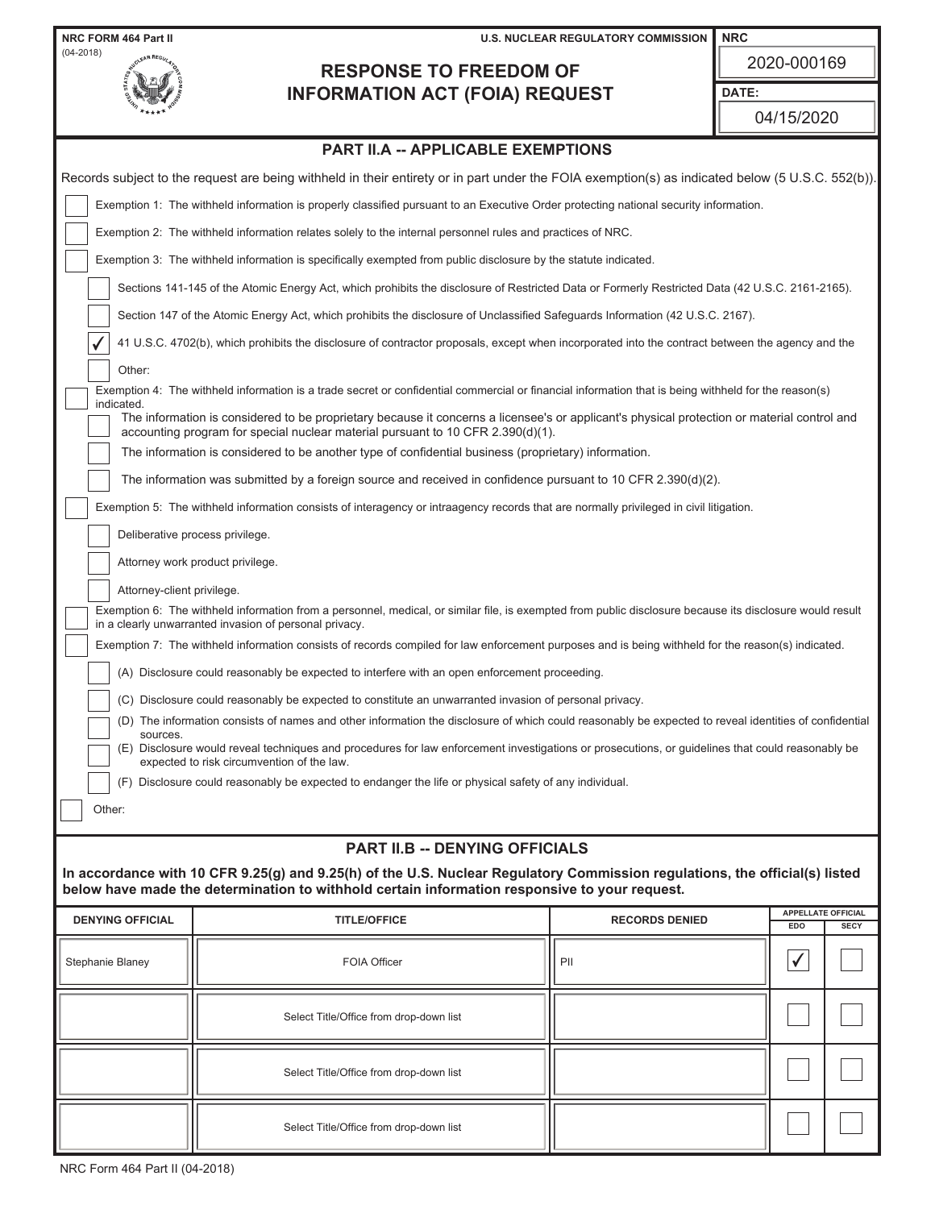NRC FORM 464 Part II
(04-2018)

U.S. NUCLEAR REGULATORY COMMISSION

# RESPONSE TO FREEDOM OF INFORMATION ACT (FOIA) REQUEST

**NRC:** 2020-000169

**DATE:** 04/15/2020

## PART II.A -- APPLICABLE EXEMPTIONS

Records subject to the request are being withheld in their entirety or in part under the FOIA exemption(s) as indicated below (5 U.S.C. 552(b)).

- [ ] Exemption 1: The withheld information is properly classified pursuant to an Executive Order protecting national security information.
- [ ] Exemption 2: The withheld information relates solely to the internal personnel rules and practices of NRC.
- [ ] Exemption 3: The withheld information is specifically exempted from public disclosure by the statute indicated.
  - [ ] Sections 141-145 of the Atomic Energy Act, which prohibits the disclosure of Restricted Data or Formerly Restricted Data (42 U.S.C. 2161-2165).
  - [ ] Section 147 of the Atomic Energy Act, which prohibits the disclosure of Unclassified Safeguards Information (42 U.S.C. 2167).
  - [x] 41 U.S.C. 4702(b), which prohibits the disclosure of contractor proposals, except when incorporated into the contract between the agency and the
  - [ ] Other:
- [ ] Exemption 4: The withheld information is a trade secret or confidential commercial or financial information that is being withheld for the reason(s) indicated.
  - [ ] The information is considered to be proprietary because it concerns a licensee's or applicant's physical protection or material control and accounting program for special nuclear material pursuant to 10 CFR 2.390(d)(1).
  - [ ] The information is considered to be another type of confidential business (proprietary) information.
  - [ ] The information was submitted by a foreign source and received in confidence pursuant to 10 CFR 2.390(d)(2).
- [ ] Exemption 5: The withheld information consists of interagency or intraagency records that are normally privileged in civil litigation.
  - [ ] Deliberative process privilege.
  - [ ] Attorney work product privilege.
  - [ ] Attorney-client privilege.
- [ ] Exemption 6: The withheld information from a personnel, medical, or similar file, is exempted from public disclosure because its disclosure would result in a clearly unwarranted invasion of personal privacy.
- [ ] Exemption 7: The withheld information consists of records compiled for law enforcement purposes and is being withheld for the reason(s) indicated.
  - [ ] (A) Disclosure could reasonably be expected to interfere with an open enforcement proceeding.
  - [ ] (C) Disclosure could reasonably be expected to constitute an unwarranted invasion of personal privacy.
  - [ ] (D) The information consists of names and other information the disclosure of which could reasonably be expected to reveal identities of confidential sources.
  - [ ] (E) Disclosure would reveal techniques and procedures for law enforcement investigations or prosecutions, or guidelines that could reasonably be expected to risk circumvention of the law.
  - [ ] (F) Disclosure could reasonably be expected to endanger the life or physical safety of any individual.
- [ ] Other:

## PART II.B -- DENYING OFFICIALS

**In accordance with 10 CFR 9.25(g) and 9.25(h) of the U.S. Nuclear Regulatory Commission regulations, the official(s) listed below have made the determination to withhold certain information responsive to your request.**

| DENYING OFFICIAL | TITLE/OFFICE | RECORDS DENIED | APPELLATE OFFICIAL | |
|---|---|---|---|---|
| | | | EDO | SECY |
| Stephanie Blaney | FOIA Officer | PII | ✓ | |
| | Select Title/Office from drop-down list | | | |
| | Select Title/Office from drop-down list | | | |
| | Select Title/Office from drop-down list | | | |

NRC Form 464 Part II (04-2018)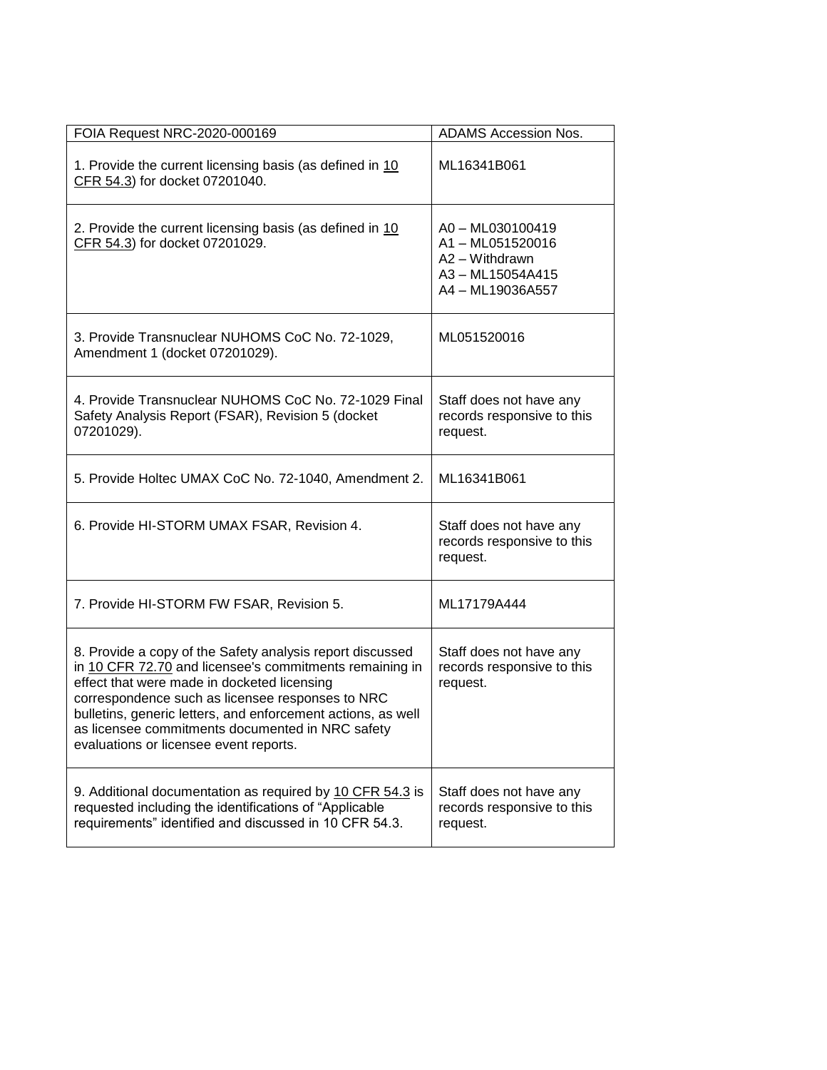| FOIA Request NRC-2020-000169 | ADAMS Accession Nos. |
|---|---|
| 1. Provide the current licensing basis (as defined in 10 CFR 54.3) for docket 07201040. | ML16341B061 |
| 2. Provide the current licensing basis (as defined in 10 CFR 54.3) for docket 07201029. | A0 – ML030100419<br>A1 – ML051520016<br>A2 – Withdrawn<br>A3 – ML15054A415<br>A4 – ML19036A557 |
| 3. Provide Transnuclear NUHOMS CoC No. 72-1029, Amendment 1 (docket 07201029). | ML051520016 |
| 4. Provide Transnuclear NUHOMS CoC No. 72-1029 Final Safety Analysis Report (FSAR), Revision 5 (docket 07201029). | Staff does not have any records responsive to this request. |
| 5. Provide Holtec UMAX CoC No. 72-1040, Amendment 2. | ML16341B061 |
| 6. Provide HI-STORM UMAX FSAR, Revision 4. | Staff does not have any records responsive to this request. |
| 7. Provide HI-STORM FW FSAR, Revision 5. | ML17179A444 |
| 8. Provide a copy of the Safety analysis report discussed in 10 CFR 72.70 and licensee's commitments remaining in effect that were made in docketed licensing correspondence such as licensee responses to NRC bulletins, generic letters, and enforcement actions, as well as licensee commitments documented in NRC safety evaluations or licensee event reports. | Staff does not have any records responsive to this request. |
| 9. Additional documentation as required by 10 CFR 54.3 is requested including the identifications of "Applicable requirements" identified and discussed in 10 CFR 54.3. | Staff does not have any records responsive to this request. |